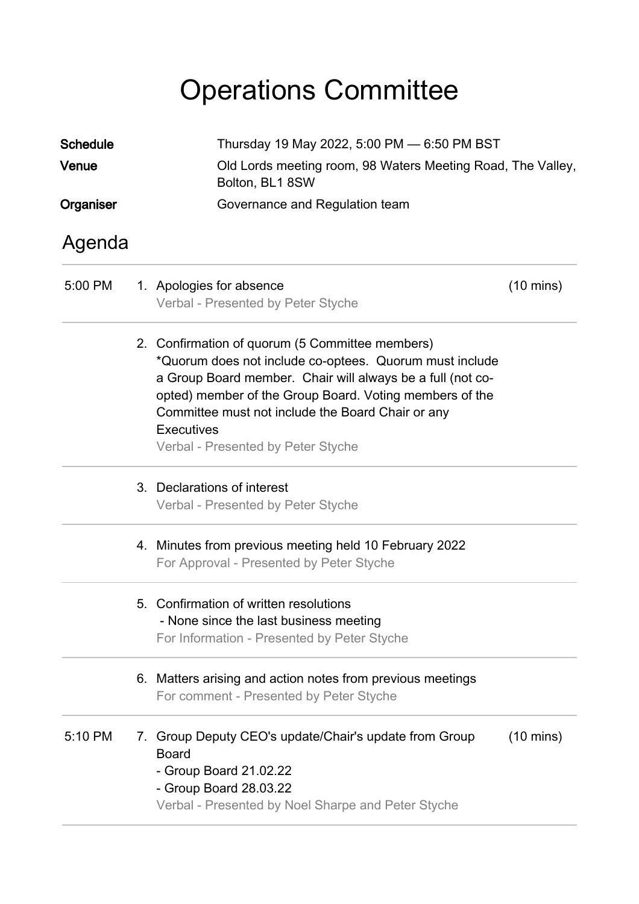# Operations Committee

**Schedule** Thursday 19 May 2022, 5:00 PM — 6:50 PM BST

**Venue** Old Lords meeting room, 98 Waters Meeting Road, The Valley, Bolton, BL1 8SW

**Organiser** Governance and Regulation team

## Agenda

5:00 PM

1. Apologies for absence (10 mins)
   Verbal - Presented by Peter Styche

2. Confirmation of quorum (5 Committee members)
   *Quorum does not include co-optees. Quorum must include a Group Board member. Chair will always be a full (not co-opted) member of the Group Board. Voting members of the Committee must not include the Board Chair or any Executives
   Verbal - Presented by Peter Styche

3. Declarations of interest
   Verbal - Presented by Peter Styche

4. Minutes from previous meeting held 10 February 2022
   For Approval - Presented by Peter Styche

5. Confirmation of written resolutions
   - None since the last business meeting
   For Information - Presented by Peter Styche

6. Matters arising and action notes from previous meetings
   For comment - Presented by Peter Styche

5:10 PM

7. Group Deputy CEO's update/Chair's update from Group Board (10 mins)
   - Group Board 21.02.22
   - Group Board 28.03.22
   Verbal - Presented by Noel Sharpe and Peter Styche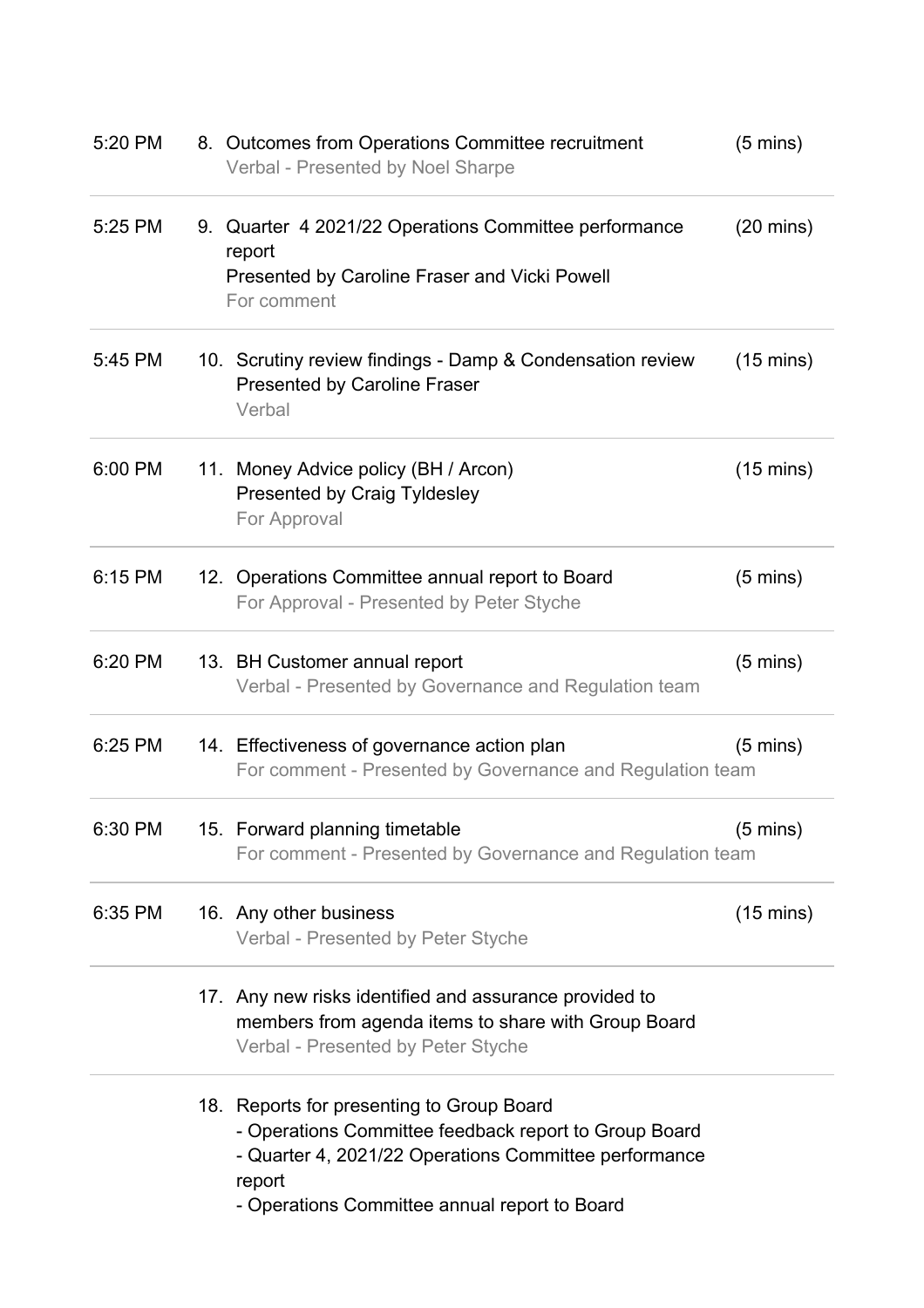| | | |
|---|---|---|
| 5:20 PM | 8. Outcomes from Operations Committee recruitment<br>Verbal - Presented by Noel Sharpe | (5 mins) |
| 5:25 PM | 9. Quarter 4 2021/22 Operations Committee performance report<br>Presented by Caroline Fraser and Vicki Powell<br>For comment | (20 mins) |
| 5:45 PM | 10. Scrutiny review findings - Damp & Condensation review<br>Presented by Caroline Fraser<br>Verbal | (15 mins) |
| 6:00 PM | 11. Money Advice policy (BH / Arcon)<br>Presented by Craig Tyldesley<br>For Approval | (15 mins) |
| 6:15 PM | 12. Operations Committee annual report to Board<br>For Approval - Presented by Peter Styche | (5 mins) |
| 6:20 PM | 13. BH Customer annual report<br>Verbal - Presented by Governance and Regulation team | (5 mins) |
| 6:25 PM | 14. Effectiveness of governance action plan<br>For comment - Presented by Governance and Regulation team | (5 mins) |
| 6:30 PM | 15. Forward planning timetable<br>For comment - Presented by Governance and Regulation team | (5 mins) |
| 6:35 PM | 16. Any other business<br>Verbal - Presented by Peter Styche | (15 mins) |
| | 17. Any new risks identified and assurance provided to members from agenda items to share with Group Board<br>Verbal - Presented by Peter Styche | |
| | 18. Reports for presenting to Group Board<br>- Operations Committee feedback report to Group Board<br>- Quarter 4, 2021/22 Operations Committee performance report<br>- Operations Committee annual report to Board | |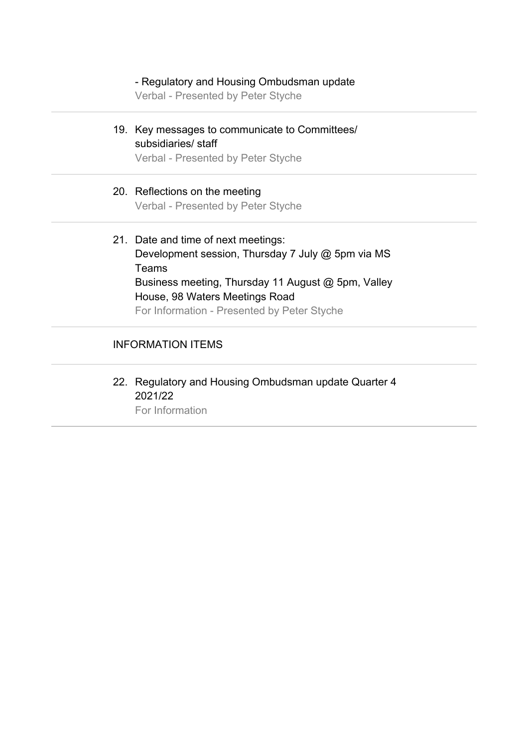- Regulatory and Housing Ombudsman update
Verbal - Presented by Peter Styche

19. Key messages to communicate to Committees/ subsidiaries/ staff
Verbal - Presented by Peter Styche

20. Reflections on the meeting
Verbal - Presented by Peter Styche

21. Date and time of next meetings:
Development session, Thursday 7 July @ 5pm via MS Teams
Business meeting, Thursday 11 August @ 5pm, Valley House, 98 Waters Meetings Road
For Information - Presented by Peter Styche

INFORMATION ITEMS

22. Regulatory and Housing Ombudsman update Quarter 4 2021/22
For Information